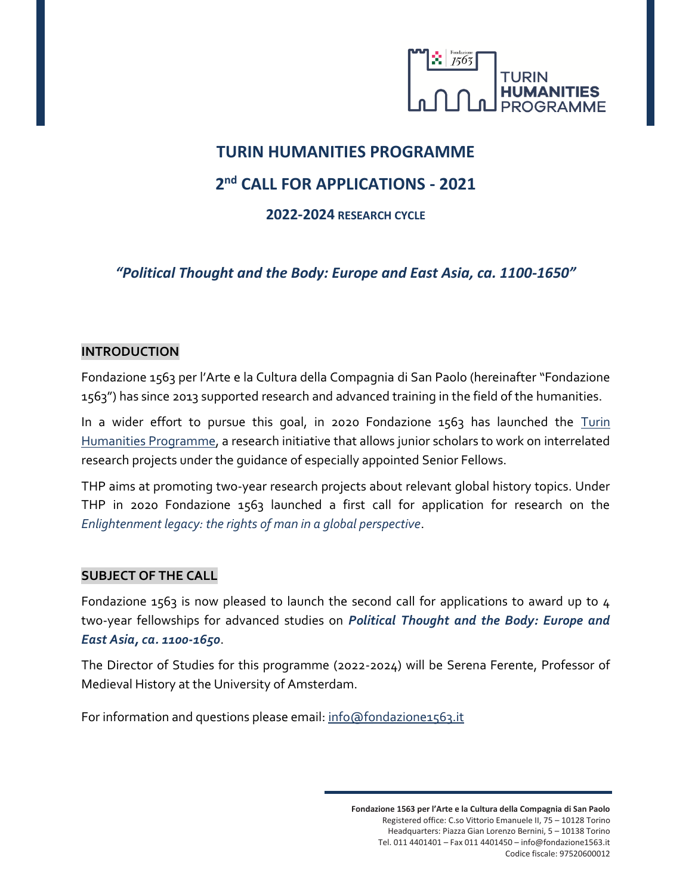# TURIN HUMANITIES PROGRAMME

## 2nd CALL FOR APPLICATIONS - 2021

### 2022-2024 RESEARCH CYCLE

***"Political Thought and the Body: Europe and East Asia, ca. 1100-1650"***

## INTRODUCTION

Fondazione 1563 per l'Arte e la Cultura della Compagnia di San Paolo (hereinafter "Fondazione 1563") has since 2013 supported research and advanced training in the field of the humanities.

In a wider effort to pursue this goal, in 2020 Fondazione 1563 has launched the Turin Humanities Programme, a research initiative that allows junior scholars to work on interrelated research projects under the guidance of especially appointed Senior Fellows.

THP aims at promoting two-year research projects about relevant global history topics. Under THP in 2020 Fondazione 1563 launched a first call for application for research on the *Enlightenment legacy: the rights of man in a global perspective*.

## SUBJECT OF THE CALL

Fondazione 1563 is now pleased to launch the second call for applications to award up to 4 two-year fellowships for advanced studies on ***Political Thought and the Body: Europe and East Asia, ca. 1100-1650***.

The Director of Studies for this programme (2022-2024) will be Serena Ferente, Professor of Medieval History at the University of Amsterdam.

For information and questions please email: info@fondazione1563.it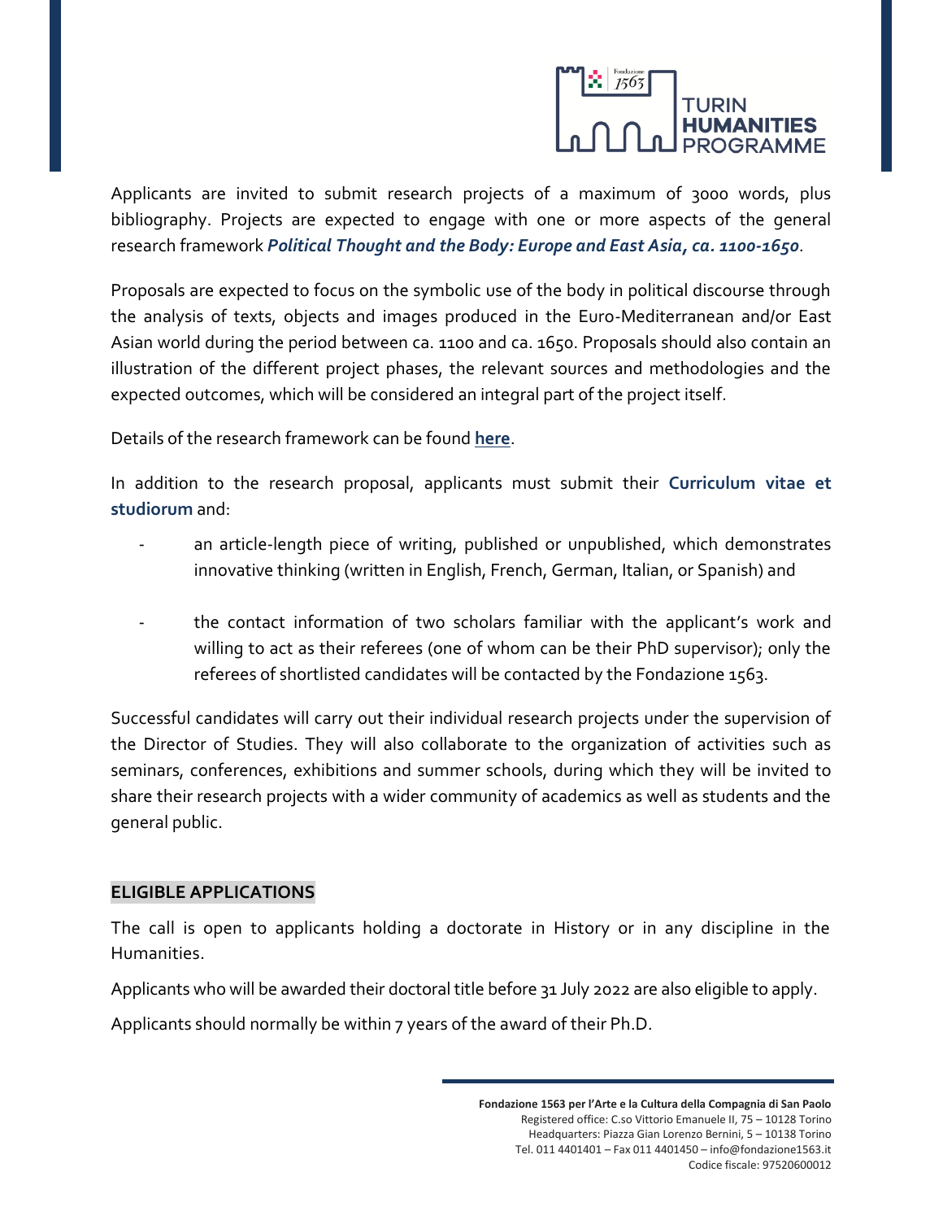Applicants are invited to submit research projects of a maximum of 3000 words, plus bibliography. Projects are expected to engage with one or more aspects of the general research framework ***Political Thought and the Body: Europe and East Asia, ca. 1100-1650***.

Proposals are expected to focus on the symbolic use of the body in political discourse through the analysis of texts, objects and images produced in the Euro-Mediterranean and/or East Asian world during the period between ca. 1100 and ca. 1650. Proposals should also contain an illustration of the different project phases, the relevant sources and methodologies and the expected outcomes, which will be considered an integral part of the project itself.

Details of the research framework can be found **here**.

In addition to the research proposal, applicants must submit their **Curriculum vitae et studiorum** and:

- an article-length piece of writing, published or unpublished, which demonstrates innovative thinking (written in English, French, German, Italian, or Spanish) and
- the contact information of two scholars familiar with the applicant's work and willing to act as their referees (one of whom can be their PhD supervisor); only the referees of shortlisted candidates will be contacted by the Fondazione 1563.

Successful candidates will carry out their individual research projects under the supervision of the Director of Studies. They will also collaborate to the organization of activities such as seminars, conferences, exhibitions and summer schools, during which they will be invited to share their research projects with a wider community of academics as well as students and the general public.

## ELIGIBLE APPLICATIONS

The call is open to applicants holding a doctorate in History or in any discipline in the Humanities.

Applicants who will be awarded their doctoral title before 31 July 2022 are also eligible to apply.

Applicants should normally be within 7 years of the award of their Ph.D.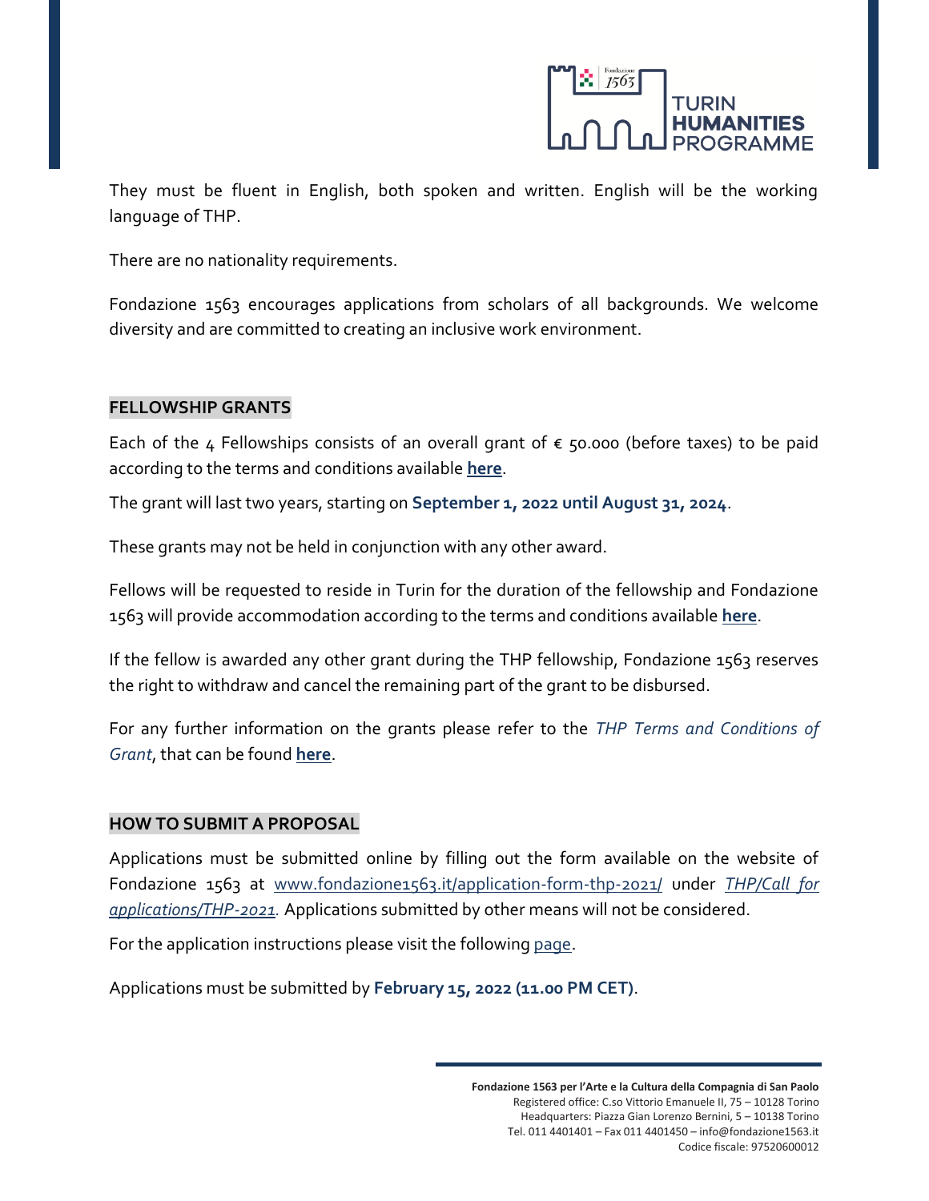They must be fluent in English, both spoken and written. English will be the working language of THP.

There are no nationality requirements.

Fondazione 1563 encourages applications from scholars of all backgrounds. We welcome diversity and are committed to creating an inclusive work environment.

## FELLOWSHIP GRANTS

Each of the 4 Fellowships consists of an overall grant of € 50.000 (before taxes) to be paid according to the terms and conditions available **here**.

The grant will last two years, starting on **September 1, 2022 until August 31, 2024**.

These grants may not be held in conjunction with any other award.

Fellows will be requested to reside in Turin for the duration of the fellowship and Fondazione 1563 will provide accommodation according to the terms and conditions available **here**.

If the fellow is awarded any other grant during the THP fellowship, Fondazione 1563 reserves the right to withdraw and cancel the remaining part of the grant to be disbursed.

For any further information on the grants please refer to the *THP Terms and Conditions of Grant*, that can be found **here**.

## HOW TO SUBMIT A PROPOSAL

Applications must be submitted online by filling out the form available on the website of Fondazione 1563 at www.fondazione1563.it/application-form-thp-2021/ under *THP/Call for applications/THP-2021*. Applications submitted by other means will not be considered.

For the application instructions please visit the following page.

Applications must be submitted by **February 15, 2022 (11.00 PM CET)**.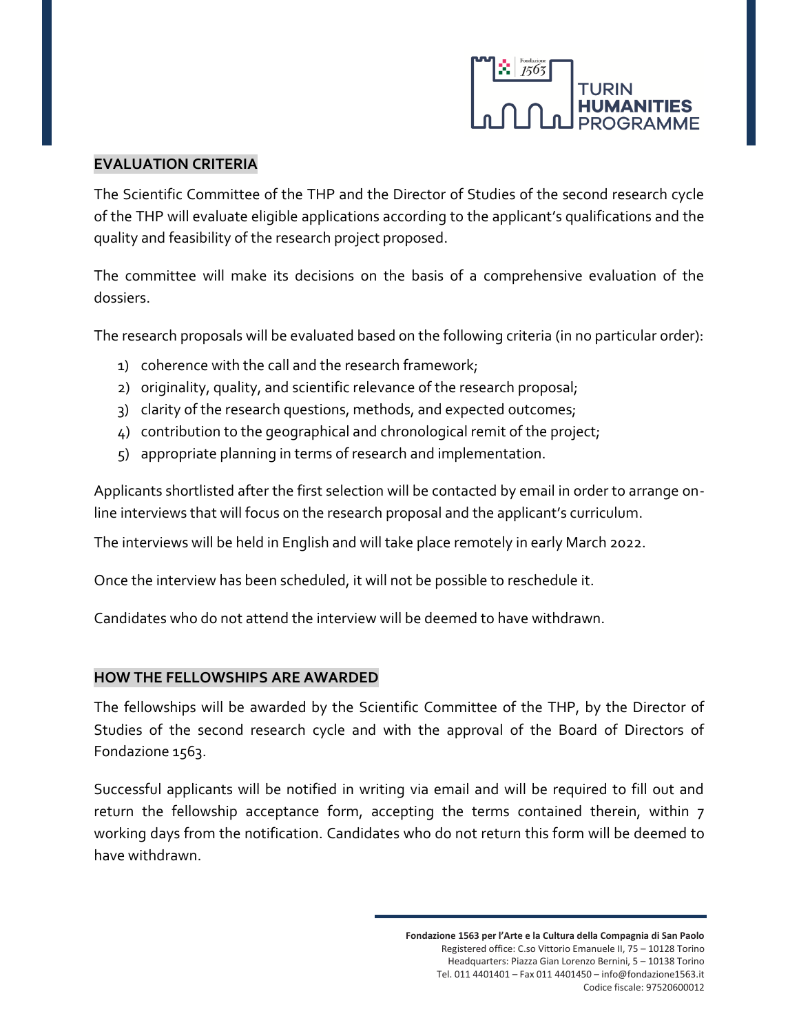## EVALUATION CRITERIA

The Scientific Committee of the THP and the Director of Studies of the second research cycle of the THP will evaluate eligible applications according to the applicant's qualifications and the quality and feasibility of the research project proposed.

The committee will make its decisions on the basis of a comprehensive evaluation of the dossiers.

The research proposals will be evaluated based on the following criteria (in no particular order):

1) coherence with the call and the research framework;
2) originality, quality, and scientific relevance of the research proposal;
3) clarity of the research questions, methods, and expected outcomes;
4) contribution to the geographical and chronological remit of the project;
5) appropriate planning in terms of research and implementation.

Applicants shortlisted after the first selection will be contacted by email in order to arrange on-line interviews that will focus on the research proposal and the applicant's curriculum.

The interviews will be held in English and will take place remotely in early March 2022.

Once the interview has been scheduled, it will not be possible to reschedule it.

Candidates who do not attend the interview will be deemed to have withdrawn.

## HOW THE FELLOWSHIPS ARE AWARDED

The fellowships will be awarded by the Scientific Committee of the THP, by the Director of Studies of the second research cycle and with the approval of the Board of Directors of Fondazione 1563.

Successful applicants will be notified in writing via email and will be required to fill out and return the fellowship acceptance form, accepting the terms contained therein, within 7 working days from the notification. Candidates who do not return this form will be deemed to have withdrawn.